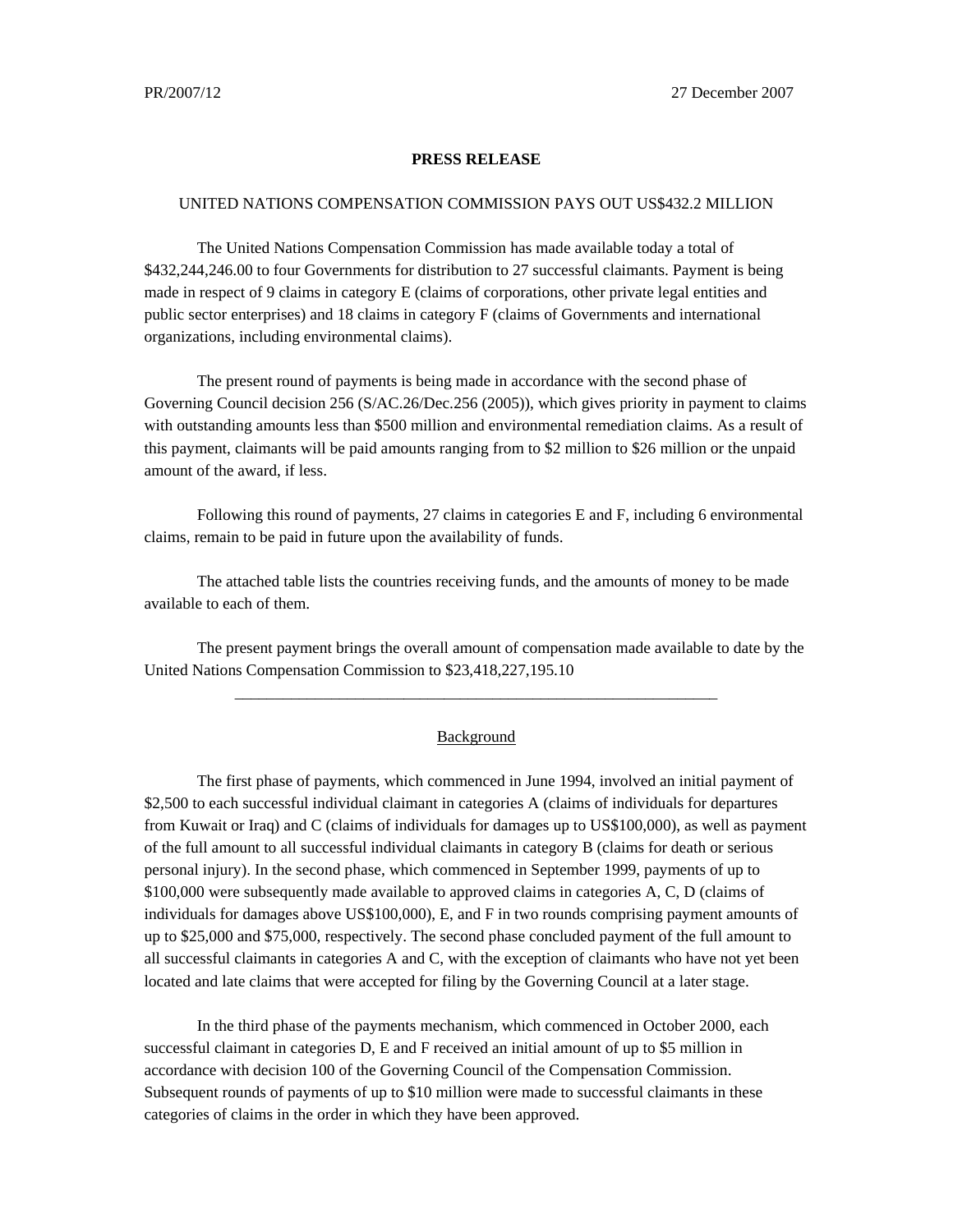PR/2007/12 27 December 2007

**PRESS RELEASE**

UNITED NATIONS COMPENSATION COMMISSION PAYS OUT US$432.2 MILLION

The United Nations Compensation Commission has made available today a total of $432,244,246.00 to four Governments for distribution to 27 successful claimants. Payment is being made in respect of 9 claims in category E (claims of corporations, other private legal entities and public sector enterprises) and 18 claims in category F (claims of Governments and international organizations, including environmental claims).

The present round of payments is being made in accordance with the second phase of Governing Council decision 256 (S/AC.26/Dec.256 (2005)), which gives priority in payment to claims with outstanding amounts less than $500 million and environmental remediation claims. As a result of this payment, claimants will be paid amounts ranging from to $2 million to $26 million or the unpaid amount of the award, if less.

Following this round of payments, 27 claims in categories E and F, including 6 environmental claims, remain to be paid in future upon the availability of funds.

The attached table lists the countries receiving funds, and the amounts of money to be made available to each of them.

The present payment brings the overall amount of compensation made available to date by the United Nations Compensation Commission to $23,418,227,195.10

---

Background

The first phase of payments, which commenced in June 1994, involved an initial payment of $2,500 to each successful individual claimant in categories A (claims of individuals for departures from Kuwait or Iraq) and C (claims of individuals for damages up to US$100,000), as well as payment of the full amount to all successful individual claimants in category B (claims for death or serious personal injury). In the second phase, which commenced in September 1999, payments of up to $100,000 were subsequently made available to approved claims in categories A, C, D (claims of individuals for damages above US$100,000), E, and F in two rounds comprising payment amounts of up to $25,000 and $75,000, respectively. The second phase concluded payment of the full amount to all successful claimants in categories A and C, with the exception of claimants who have not yet been located and late claims that were accepted for filing by the Governing Council at a later stage.

In the third phase of the payments mechanism, which commenced in October 2000, each successful claimant in categories D, E and F received an initial amount of up to $5 million in accordance with decision 100 of the Governing Council of the Compensation Commission. Subsequent rounds of payments of up to $10 million were made to successful claimants in these categories of claims in the order in which they have been approved.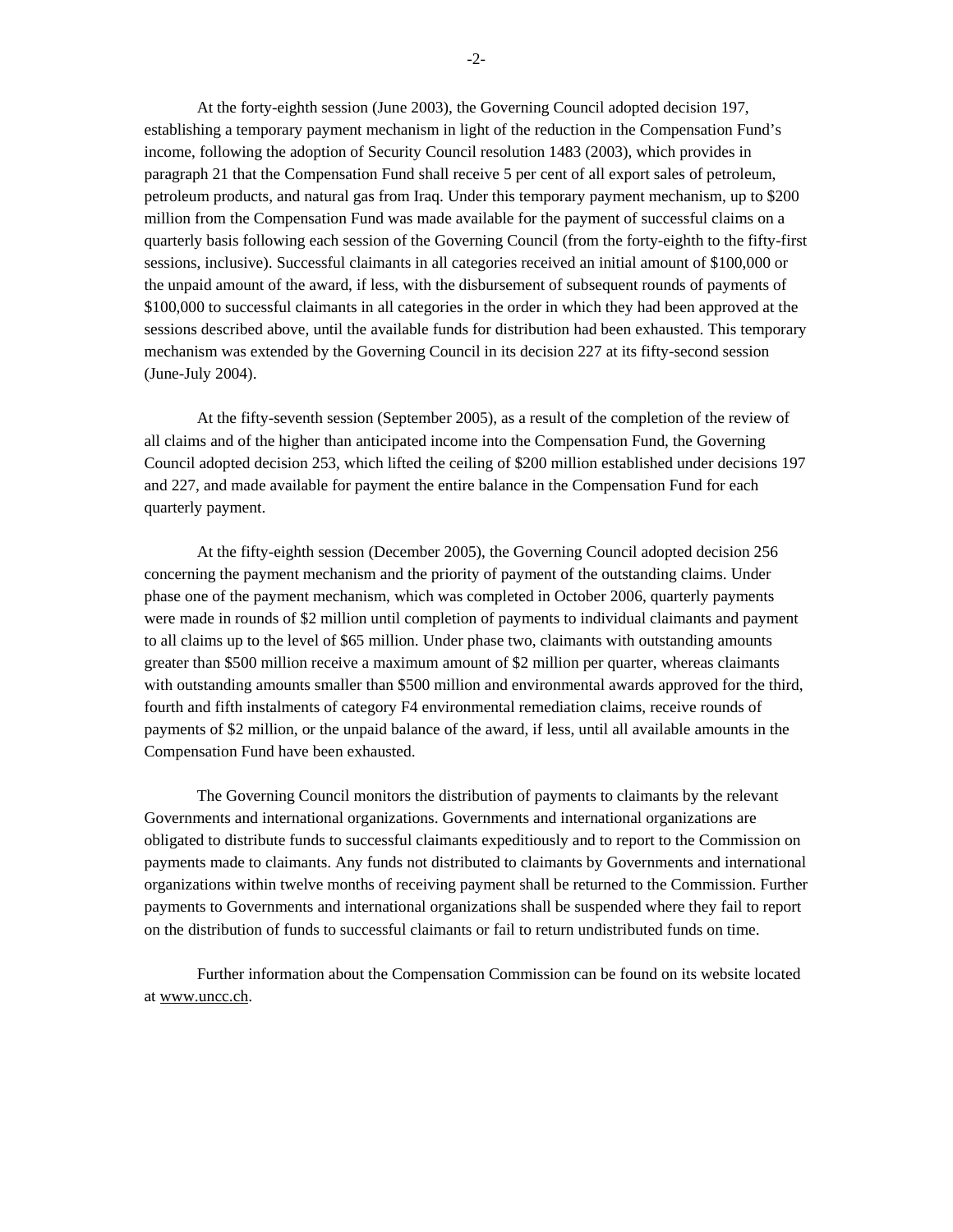At the forty-eighth session (June 2003), the Governing Council adopted decision 197, establishing a temporary payment mechanism in light of the reduction in the Compensation Fund's income, following the adoption of Security Council resolution 1483 (2003), which provides in paragraph 21 that the Compensation Fund shall receive 5 per cent of all export sales of petroleum, petroleum products, and natural gas from Iraq. Under this temporary payment mechanism, up to $200 million from the Compensation Fund was made available for the payment of successful claims on a quarterly basis following each session of the Governing Council (from the forty-eighth to the fifty-first sessions, inclusive). Successful claimants in all categories received an initial amount of $100,000 or the unpaid amount of the award, if less, with the disbursement of subsequent rounds of payments of $100,000 to successful claimants in all categories in the order in which they had been approved at the sessions described above, until the available funds for distribution had been exhausted. This temporary mechanism was extended by the Governing Council in its decision 227 at its fifty-second session (June-July 2004).

At the fifty-seventh session (September 2005), as a result of the completion of the review of all claims and of the higher than anticipated income into the Compensation Fund, the Governing Council adopted decision 253, which lifted the ceiling of $200 million established under decisions 197 and 227, and made available for payment the entire balance in the Compensation Fund for each quarterly payment.

At the fifty-eighth session (December 2005), the Governing Council adopted decision 256 concerning the payment mechanism and the priority of payment of the outstanding claims. Under phase one of the payment mechanism, which was completed in October 2006, quarterly payments were made in rounds of $2 million until completion of payments to individual claimants and payment to all claims up to the level of $65 million. Under phase two, claimants with outstanding amounts greater than $500 million receive a maximum amount of $2 million per quarter, whereas claimants with outstanding amounts smaller than $500 million and environmental awards approved for the third, fourth and fifth instalments of category F4 environmental remediation claims, receive rounds of payments of $2 million, or the unpaid balance of the award, if less, until all available amounts in the Compensation Fund have been exhausted.

The Governing Council monitors the distribution of payments to claimants by the relevant Governments and international organizations. Governments and international organizations are obligated to distribute funds to successful claimants expeditiously and to report to the Commission on payments made to claimants. Any funds not distributed to claimants by Governments and international organizations within twelve months of receiving payment shall be returned to the Commission. Further payments to Governments and international organizations shall be suspended where they fail to report on the distribution of funds to successful claimants or fail to return undistributed funds on time.

Further information about the Compensation Commission can be found on its website located at www.uncc.ch.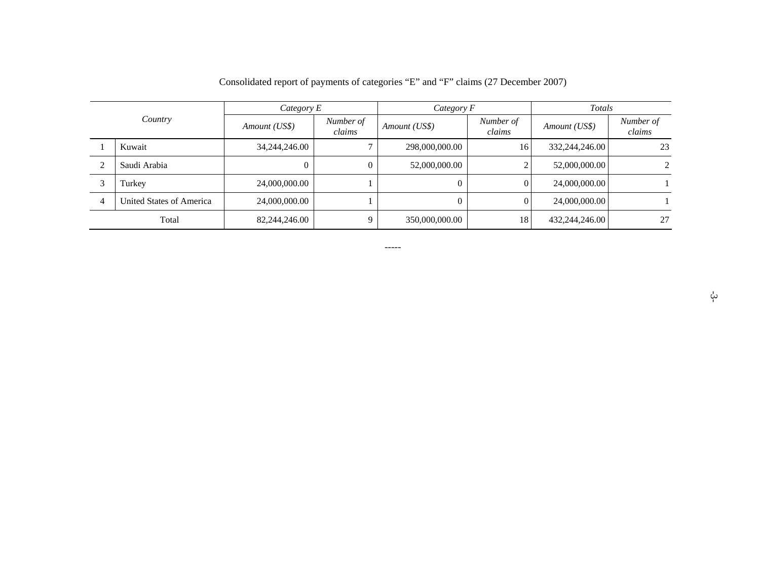Consolidated report of payments of categories “E” and “F” claims (27 December 2007)

| Country | | *Category E* | | *Category F* | | *Totals* | |
|---|---|---|---|---|---|---|---|
| | | *Amount (US$)* | *Number of claims* | *Amount (US$)* | *Number of claims* | *Amount (US$)* | *Number of claims* |
| 1 | Kuwait | 34,244,246.00 | 7 | 298,000,000.00 | 16 | 332,244,246.00 | 23 |
| 2 | Saudi Arabia | 0 | 0 | 52,000,000.00 | 2 | 52,000,000.00 | 2 |
| 3 | Turkey | 24,000,000.00 | 1 | 0 | 0 | 24,000,000.00 | 1 |
| 4 | United States of America | 24,000,000.00 | 1 | 0 | 0 | 24,000,000.00 | 1 |
| Total | | 82,244,246.00 | 9 | 350,000,000.00 | 18 | 432,244,246.00 | 27 |

-----